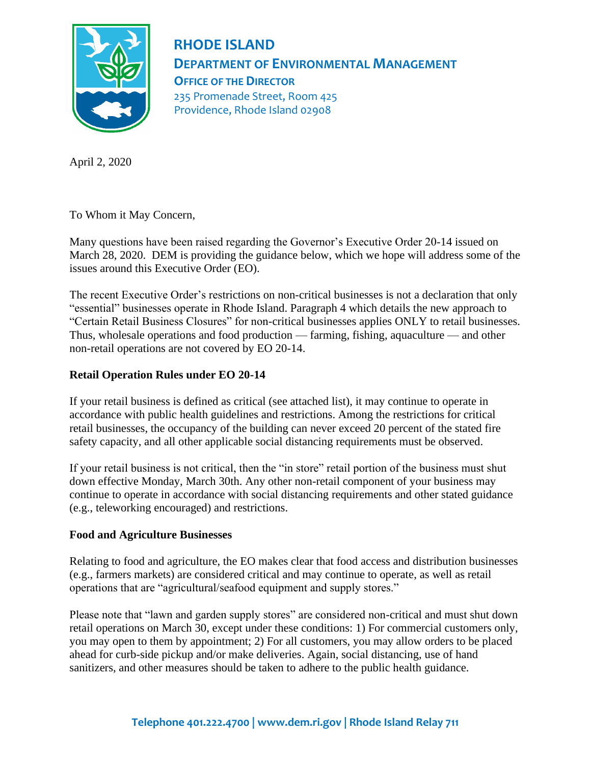**RHODE ISLAND**
**DEPARTMENT OF ENVIRONMENTAL MANAGEMENT**
**OFFICE OF THE DIRECTOR**
235 Promenade Street, Room 425
Providence, Rhode Island 02908

April 2, 2020

To Whom it May Concern,

Many questions have been raised regarding the Governor's Executive Order 20-14 issued on March 28, 2020. DEM is providing the guidance below, which we hope will address some of the issues around this Executive Order (EO).

The recent Executive Order's restrictions on non-critical businesses is not a declaration that only "essential" businesses operate in Rhode Island. Paragraph 4 which details the new approach to "Certain Retail Business Closures" for non-critical businesses applies ONLY to retail businesses. Thus, wholesale operations and food production — farming, fishing, aquaculture — and other non-retail operations are not covered by EO 20-14.

**Retail Operation Rules under EO 20-14**

If your retail business is defined as critical (see attached list), it may continue to operate in accordance with public health guidelines and restrictions. Among the restrictions for critical retail businesses, the occupancy of the building can never exceed 20 percent of the stated fire safety capacity, and all other applicable social distancing requirements must be observed.

If your retail business is not critical, then the "in store" retail portion of the business must shut down effective Monday, March 30th. Any other non-retail component of your business may continue to operate in accordance with social distancing requirements and other stated guidance (e.g., teleworking encouraged) and restrictions.

**Food and Agriculture Businesses**

Relating to food and agriculture, the EO makes clear that food access and distribution businesses (e.g., farmers markets) are considered critical and may continue to operate, as well as retail operations that are "agricultural/seafood equipment and supply stores."

Please note that "lawn and garden supply stores" are considered non-critical and must shut down retail operations on March 30, except under these conditions: 1) For commercial customers only, you may open to them by appointment; 2) For all customers, you may allow orders to be placed ahead for curb-side pickup and/or make deliveries. Again, social distancing, use of hand sanitizers, and other measures should be taken to adhere to the public health guidance.

**Telephone 401.222.4700 | www.dem.ri.gov | Rhode Island Relay 711**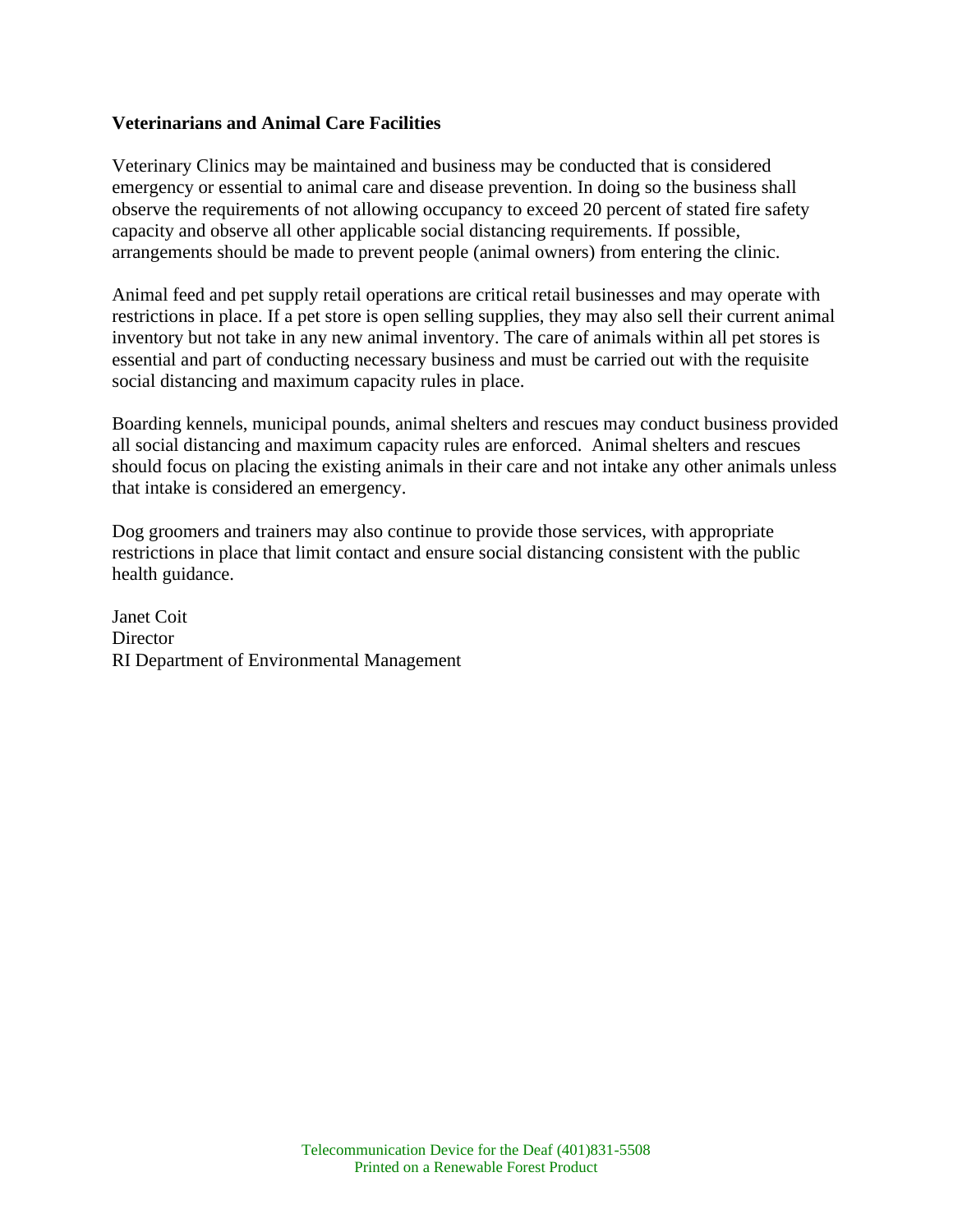**Veterinarians and Animal Care Facilities**

Veterinary Clinics may be maintained and business may be conducted that is considered emergency or essential to animal care and disease prevention. In doing so the business shall observe the requirements of not allowing occupancy to exceed 20 percent of stated fire safety capacity and observe all other applicable social distancing requirements. If possible, arrangements should be made to prevent people (animal owners) from entering the clinic.

Animal feed and pet supply retail operations are critical retail businesses and may operate with restrictions in place. If a pet store is open selling supplies, they may also sell their current animal inventory but not take in any new animal inventory. The care of animals within all pet stores is essential and part of conducting necessary business and must be carried out with the requisite social distancing and maximum capacity rules in place.

Boarding kennels, municipal pounds, animal shelters and rescues may conduct business provided all social distancing and maximum capacity rules are enforced. Animal shelters and rescues should focus on placing the existing animals in their care and not intake any other animals unless that intake is considered an emergency.

Dog groomers and trainers may also continue to provide those services, with appropriate restrictions in place that limit contact and ensure social distancing consistent with the public health guidance.

Janet Coit
Director
RI Department of Environmental Management

Telecommunication Device for the Deaf (401)831-5508
Printed on a Renewable Forest Product